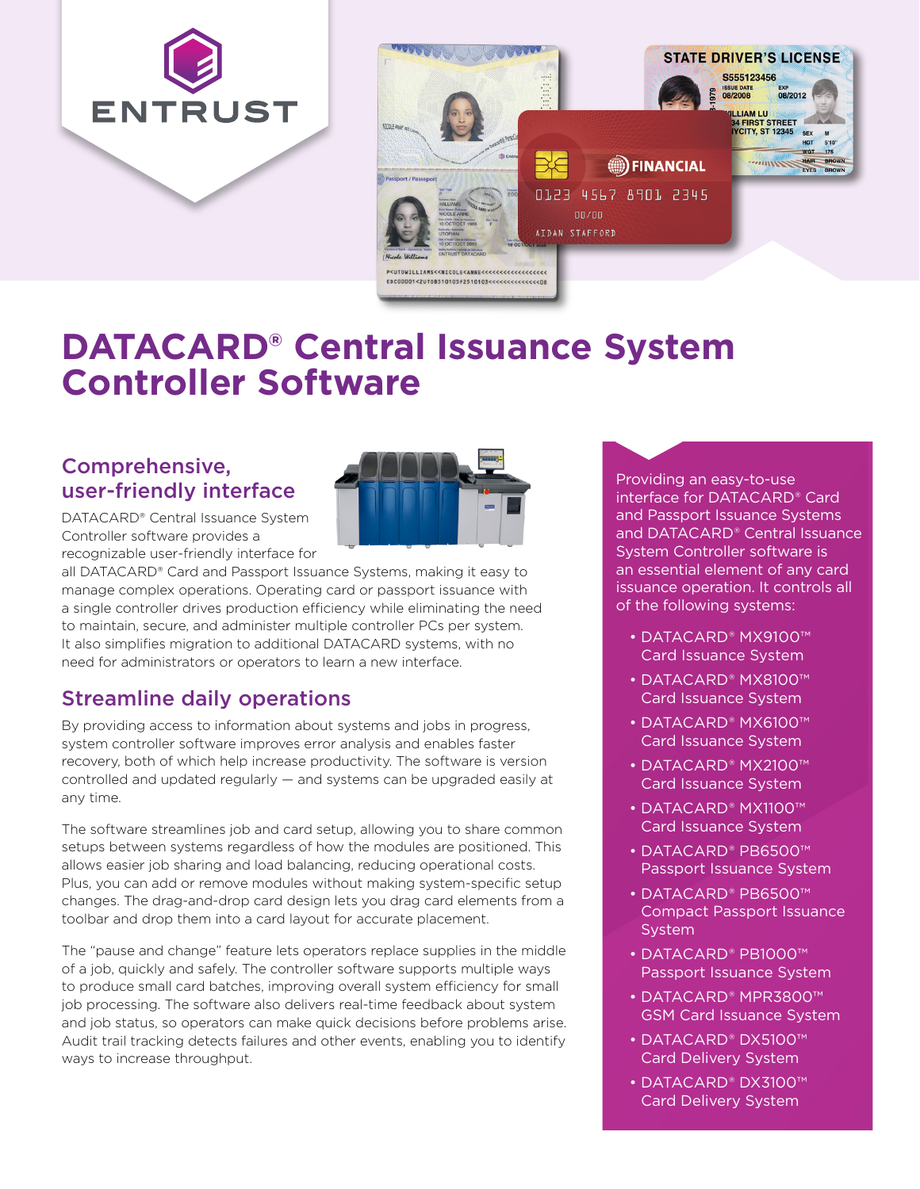# DATACARD® Central Issuance System Controller Software

## Comprehensive, user-friendly interface

DATACARD® Central Issuance System Controller software provides a recognizable user-friendly interface for all DATACARD® Card and Passport Issuance Systems, making it easy to manage complex operations. Operating card or passport issuance with a single controller drives production efficiency while eliminating the need to maintain, secure, and administer multiple controller PCs per system. It also simplifies migration to additional DATACARD systems, with no need for administrators or operators to learn a new interface.

## Streamline daily operations

By providing access to information about systems and jobs in progress, system controller software improves error analysis and enables faster recovery, both of which help increase productivity. The software is version controlled and updated regularly — and systems can be upgraded easily at any time.

The software streamlines job and card setup, allowing you to share common setups between systems regardless of how the modules are positioned. This allows easier job sharing and load balancing, reducing operational costs. Plus, you can add or remove modules without making system-specific setup changes. The drag-and-drop card design lets you drag card elements from a toolbar and drop them into a card layout for accurate placement.

The "pause and change" feature lets operators replace supplies in the middle of a job, quickly and safely. The controller software supports multiple ways to produce small card batches, improving overall system efficiency for small job processing. The software also delivers real-time feedback about system and job status, so operators can make quick decisions before problems arise. Audit trail tracking detects failures and other events, enabling you to identify ways to increase throughput.

Providing an easy-to-use interface for DATACARD® Card and Passport Issuance Systems and DATACARD® Central Issuance System Controller software is an essential element of any card issuance operation. It controls all of the following systems:

- DATACARD® MX9100™ Card Issuance System
- DATACARD® MX8100™ Card Issuance System
- DATACARD® MX6100™ Card Issuance System
- DATACARD® MX2100™ Card Issuance System
- DATACARD® MX1100™ Card Issuance System
- DATACARD® PB6500™ Passport Issuance System
- DATACARD® PB6500™ Compact Passport Issuance System
- DATACARD® PB1000™ Passport Issuance System
- DATACARD® MPR3800™ GSM Card Issuance System
- DATACARD® DX5100™ Card Delivery System
- DATACARD® DX3100™ Card Delivery System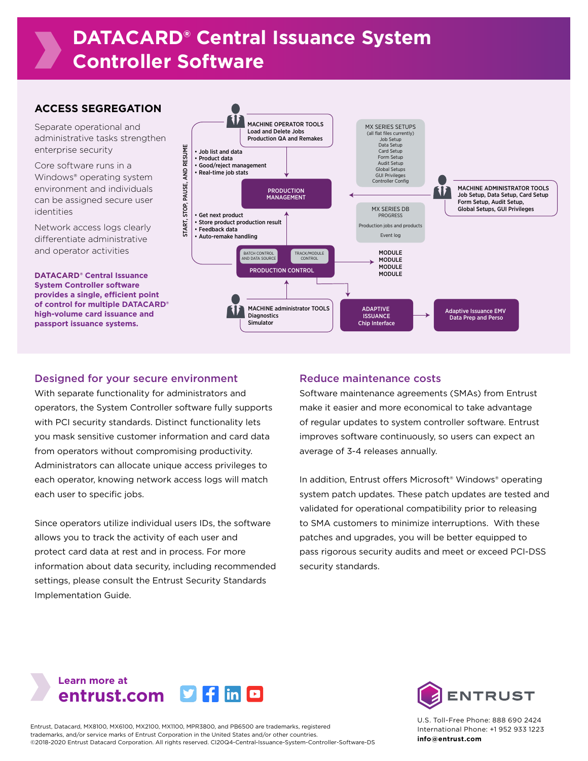# DATACARD® Central Issuance System Controller Software

## ACCESS SEGREGATION

Separate operational and administrative tasks strengthen enterprise security

Core software runs in a Windows® operating system environment and individuals can be assigned secure user identities

Network access logs clearly differentiate administrative and operator activities

**DATACARD® Central Issuance System Controller software provides a single, efficient point of control for multiple DATACARD® high-volume card issuance and passport issuance systems.**

MACHINE OPERATOR TOOLS
Load and Delete Jobs
Production QA and Remakes

START, STOP, PAUSE, AND RESUME

- Job list and data
- Product data
- Good/reject management
- Real-time job stats

PRODUCTION MANAGEMENT

- Get next product
- Store product production result
- Feedback data
- Auto-remake handling

BATCH CONTROL AND DATA SOURCE
TRACK/MODULE CONTROL
PRODUCTION CONTROL

MX SERIES SETUPS
(all flat files currently)
Job Setup
Data Setup
Card Setup
Form Setup
Audit Setup
Global Setups
GUI Privileges
Controller Config

MACHINE ADMINISTRATOR TOOLS
Job Setup, Data Setup, Card Setup
Form Setup, Audit Setup,
Global Setups, GUI Privileges

MX SERIES DB
PROGRESS
Production jobs and products
Event log

MODULE
MODULE
MODULE
MODULE

MACHINE administrator TOOLS
Diagnostics
Simulator

ADAPTIVE ISSUANCE
Chip Interface

Adaptive Issuance EMV
Data Prep and Perso

## Designed for your secure environment

With separate functionality for administrators and operators, the System Controller software fully supports with PCI security standards. Distinct functionality lets you mask sensitive customer information and card data from operators without compromising productivity. Administrators can allocate unique access privileges to each operator, knowing network access logs will match each user to specific jobs.

Since operators utilize individual users IDs, the software allows you to track the activity of each user and protect card data at rest and in process. For more information about data security, including recommended settings, please consult the Entrust Security Standards Implementation Guide.

## Reduce maintenance costs

Software maintenance agreements (SMAs) from Entrust make it easier and more economical to take advantage of regular updates to system controller software. Entrust improves software continuously, so users can expect an average of 3-4 releases annually.

In addition, Entrust offers Microsoft® Windows® operating system patch updates. These patch updates are tested and validated for operational compatibility prior to releasing to SMA customers to minimize interruptions. With these patches and upgrades, you will be better equipped to pass rigorous security audits and meet or exceed PCI-DSS security standards.

**Learn more at**
**entrust.com**

ENTRUST

U.S. Toll-Free Phone: 888 690 2424
International Phone: +1 952 933 1223
**info@entrust.com**

Entrust, Datacard, MX8100, MX6100, MX2100, MX1100, MPR3800, and PB6500 are trademarks, registered trademarks, and/or service marks of Entrust Corporation in the United States and/or other countries.
©2018-2020 Entrust Datacard Corporation. All rights reserved. CI20Q4-Central-Issuance-System-Controller-Software-DS